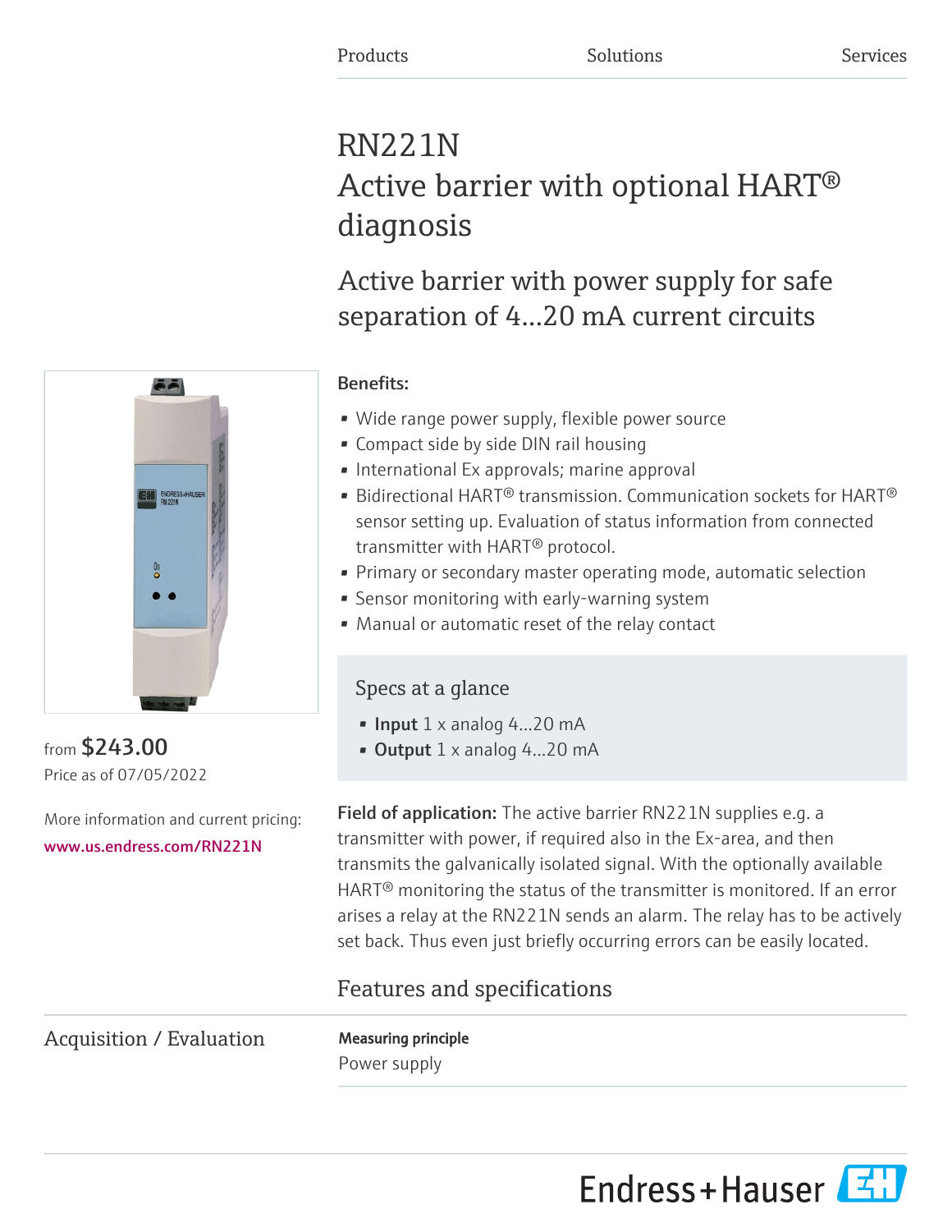Products Solutions Services

# RN221N
# Active barrier with optional HART® diagnosis

## Active barrier with power supply for safe separation of 4...20 mA current circuits

from **$243.00**
Price as of 07/05/2022

More information and current pricing:
www.us.endress.com/RN221N

**Benefits:**

- Wide range power supply, flexible power source
- Compact side by side DIN rail housing
- International Ex approvals; marine approval
- Bidirectional HART® transmission. Communication sockets for HART® sensor setting up. Evaluation of status information from connected transmitter with HART® protocol.
- Primary or secondary master operating mode, automatic selection
- Sensor monitoring with early-warning system
- Manual or automatic reset of the relay contact

### Specs at a glance

- **Input** 1 x analog 4...20 mA
- **Output** 1 x analog 4...20 mA

**Field of application:** The active barrier RN221N supplies e.g. a transmitter with power, if required also in the Ex-area, and then transmits the galvanically isolated signal. With the optionally available HART® monitoring the status of the transmitter is monitored. If an error arises a relay at the RN221N sends an alarm. The relay has to be actively set back. Thus even just briefly occurring errors can be easily located.

## Features and specifications

### Acquisition / Evaluation

**Measuring principle**
Power supply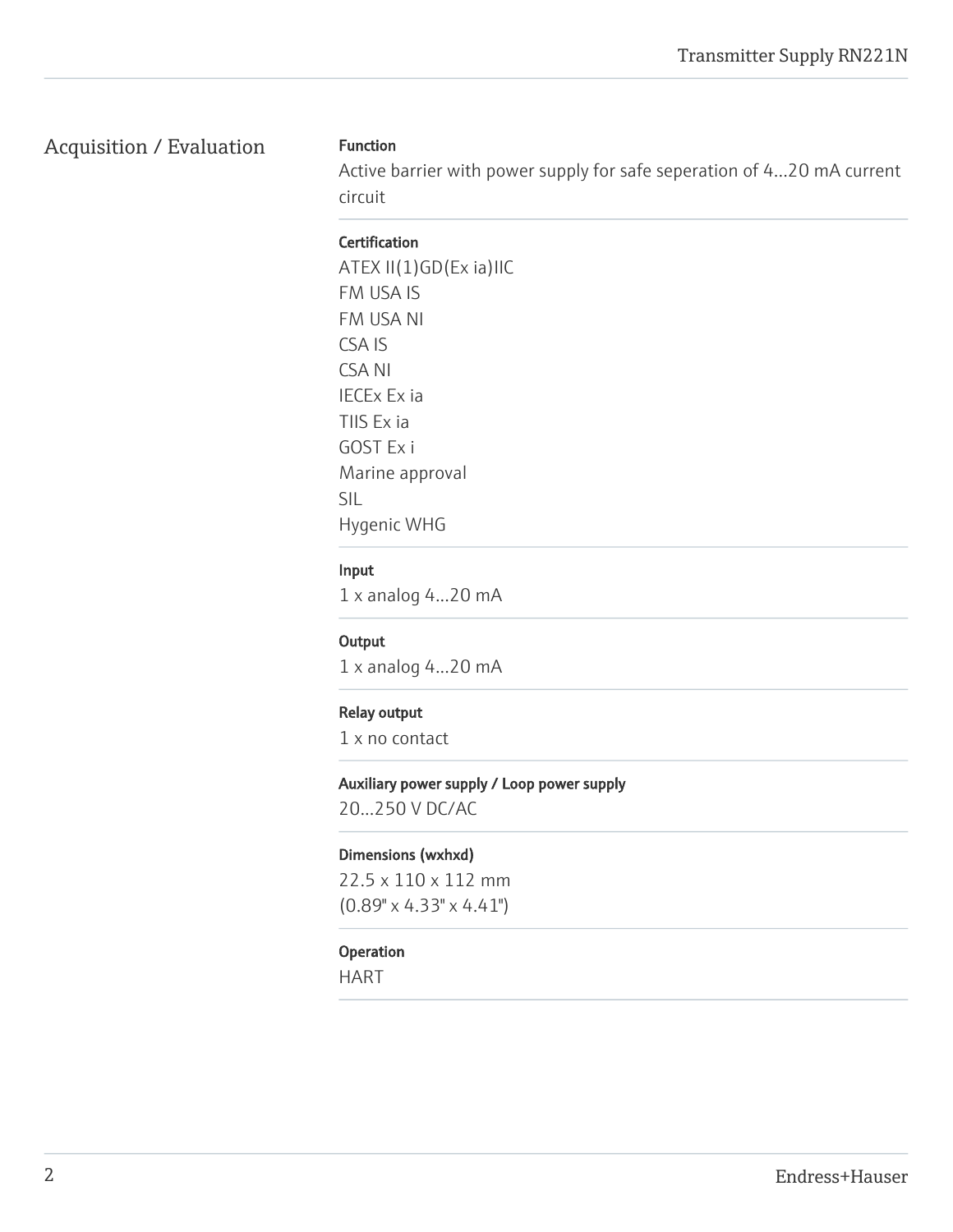## Acquisition / Evaluation

**Function**

Active barrier with power supply for safe seperation of 4...20 mA current circuit

**Certification**

ATEX II(1)GD(Ex ia)IIC
FM USA IS
FM USA NI
CSA IS
CSA NI
IECEx Ex ia
TIIS Ex ia
GOST Ex i
Marine approval
SIL
Hygenic WHG

**Input**

1 x analog 4...20 mA

**Output**

1 x analog 4...20 mA

**Relay output**

1 x no contact

**Auxiliary power supply / Loop power supply**

20...250 V DC/AC

**Dimensions (wxhxd)**

22.5 x 110 x 112 mm
(0.89" x 4.33" x 4.41")

**Operation**

HART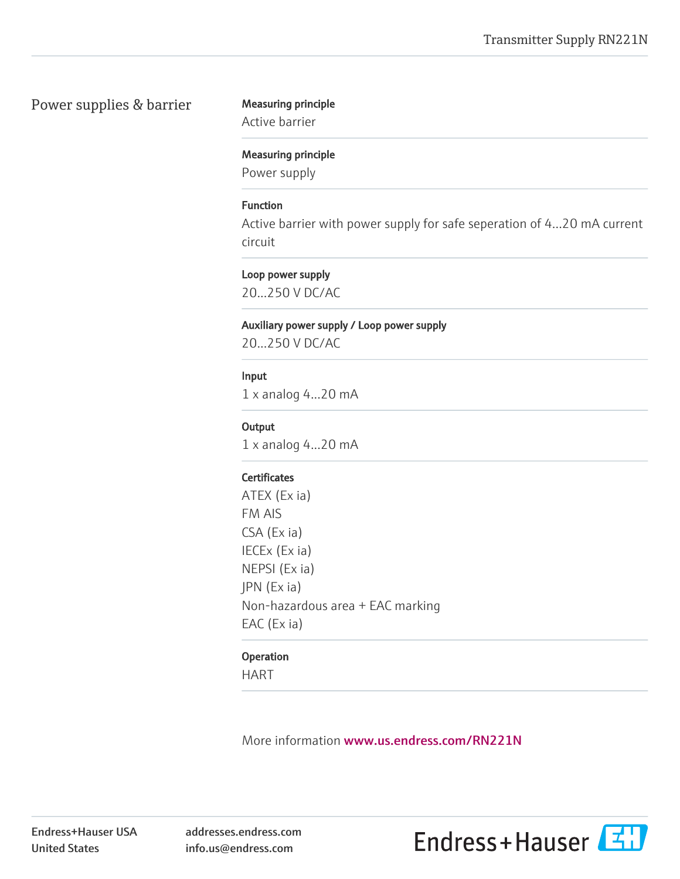## Power supplies & barrier

**Measuring principle**
Active barrier

**Measuring principle**
Power supply

**Function**
Active barrier with power supply for safe seperation of 4...20 mA current circuit

**Loop power supply**
20...250 V DC/AC

**Auxiliary power supply / Loop power supply**
20...250 V DC/AC

**Input**
1 x analog 4...20 mA

**Output**
1 x analog 4...20 mA

**Certificates**
ATEX (Ex ia)
FM AIS
CSA (Ex ia)
IECEx (Ex ia)
NEPSI (Ex ia)
JPN (Ex ia)
Non-hazardous area + EAC marking
EAC (Ex ia)

**Operation**
HART

More information **www.us.endress.com/RN221N**

Endress+Hauser USA
United States

addresses.endress.com
info.us@endress.com